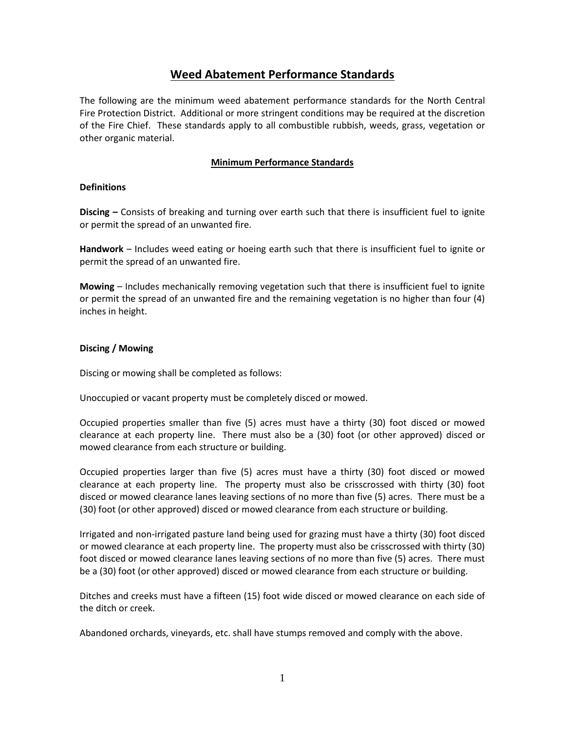# Weed Abatement Performance Standards

The following are the minimum weed abatement performance standards for the North Central Fire Protection District. Additional or more stringent conditions may be required at the discretion of the Fire Chief. These standards apply to all combustible rubbish, weeds, grass, vegetation or other organic material.

## Minimum Performance Standards

### Definitions

**Discing –** Consists of breaking and turning over earth such that there is insufficient fuel to ignite or permit the spread of an unwanted fire.

**Handwork** – Includes weed eating or hoeing earth such that there is insufficient fuel to ignite or permit the spread of an unwanted fire.

**Mowing** – Includes mechanically removing vegetation such that there is insufficient fuel to ignite or permit the spread of an unwanted fire and the remaining vegetation is no higher than four (4) inches in height.

### Discing / Mowing

Discing or mowing shall be completed as follows:

Unoccupied or vacant property must be completely disced or mowed.

Occupied properties smaller than five (5) acres must have a thirty (30) foot disced or mowed clearance at each property line. There must also be a (30) foot (or other approved) disced or mowed clearance from each structure or building.

Occupied properties larger than five (5) acres must have a thirty (30) foot disced or mowed clearance at each property line. The property must also be crisscrossed with thirty (30) foot disced or mowed clearance lanes leaving sections of no more than five (5) acres. There must be a (30) foot (or other approved) disced or mowed clearance from each structure or building.

Irrigated and non-irrigated pasture land being used for grazing must have a thirty (30) foot disced or mowed clearance at each property line. The property must also be crisscrossed with thirty (30) foot disced or mowed clearance lanes leaving sections of no more than five (5) acres. There must be a (30) foot (or other approved) disced or mowed clearance from each structure or building.

Ditches and creeks must have a fifteen (15) foot wide disced or mowed clearance on each side of the ditch or creek.

Abandoned orchards, vineyards, etc. shall have stumps removed and comply with the above.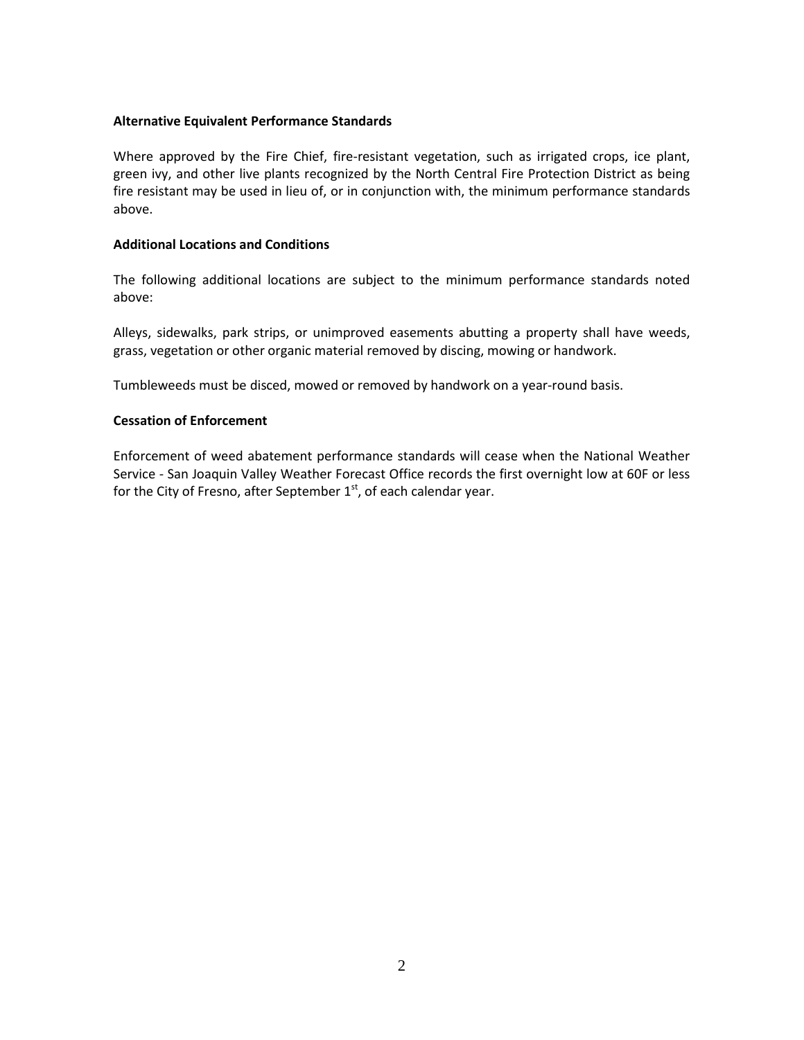**Alternative Equivalent Performance Standards**

Where approved by the Fire Chief, fire-resistant vegetation, such as irrigated crops, ice plant, green ivy, and other live plants recognized by the North Central Fire Protection District as being fire resistant may be used in lieu of, or in conjunction with, the minimum performance standards above.

**Additional Locations and Conditions**

The following additional locations are subject to the minimum performance standards noted above:

Alleys, sidewalks, park strips, or unimproved easements abutting a property shall have weeds, grass, vegetation or other organic material removed by discing, mowing or handwork.

Tumbleweeds must be disced, mowed or removed by handwork on a year-round basis.

**Cessation of Enforcement**

Enforcement of weed abatement performance standards will cease when the National Weather Service - San Joaquin Valley Weather Forecast Office records the first overnight low at 60F or less for the City of Fresno, after September 1st, of each calendar year.